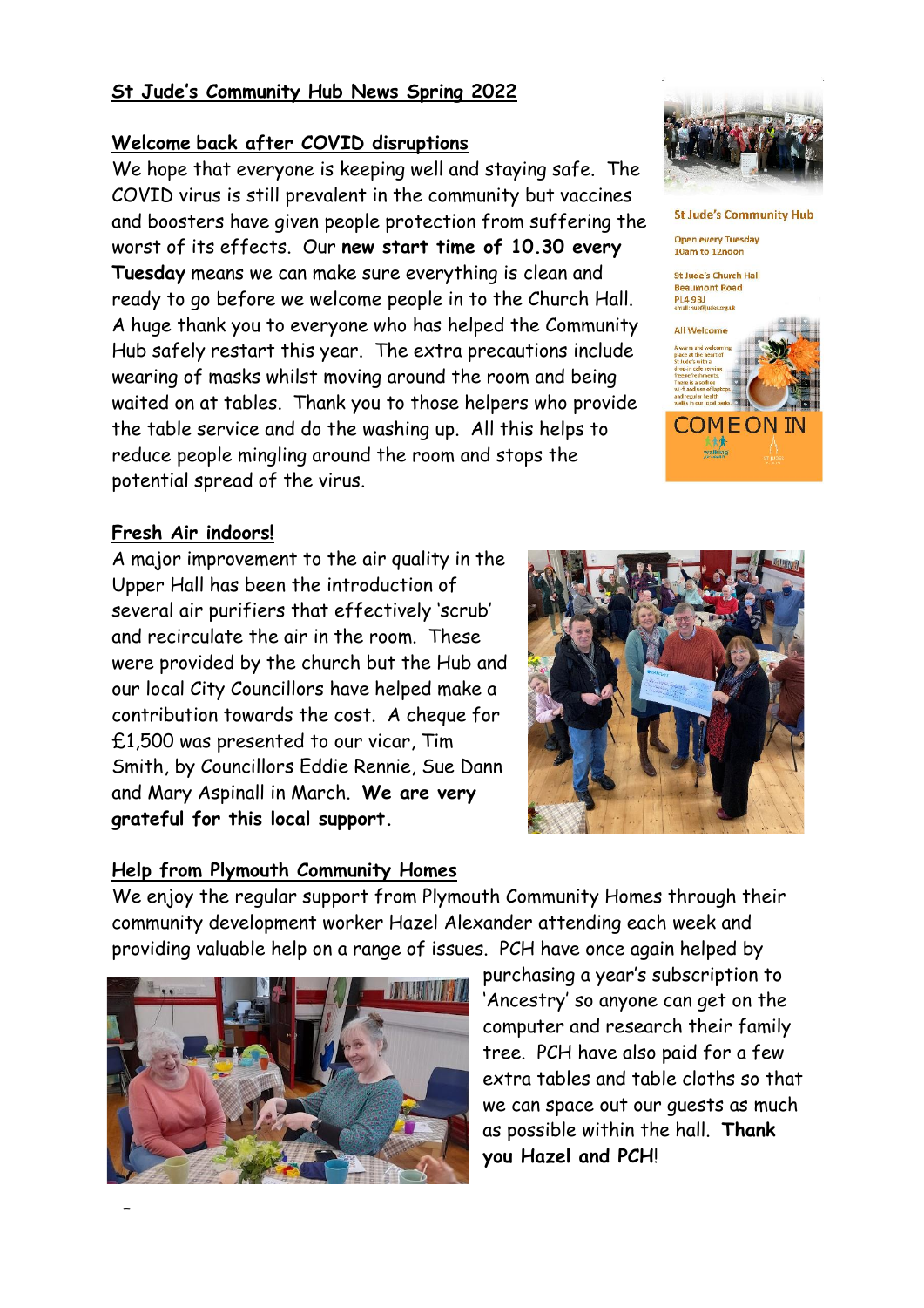## St Jude's Community Hub News Spring 2022

### Welcome back after COVID disruptions

We hope that everyone is keeping well and staying safe. The COVID virus is still prevalent in the community but vaccines and boosters have given people protection from suffering the worst of its effects. Our **new start time of 10.30 every Tuesday** means we can make sure everything is clean and ready to go before we welcome people in to the Church Hall. A huge thank you to everyone who has helped the Community Hub safely restart this year. The extra precautions include wearing of masks whilst moving around the room and being waited on at tables. Thank you to those helpers who provide the table service and do the washing up. All this helps to reduce people mingling around the room and stops the potential spread of the virus.

St Jude's Community Hub

Open every Tuesday
10am to 12noon

St Jude's Church Hall
Beaumont Road
PL4 9BJ

All Welcome

COME ON IN

### Fresh Air indoors!

A major improvement to the air quality in the Upper Hall has been the introduction of several air purifiers that effectively 'scrub' and recirculate the air in the room. These were provided by the church but the Hub and our local City Councillors have helped make a contribution towards the cost. A cheque for £1,500 was presented to our vicar, Tim Smith, by Councillors Eddie Rennie, Sue Dann and Mary Aspinall in March. **We are very grateful for this local support.**

### Help from Plymouth Community Homes

We enjoy the regular support from Plymouth Community Homes through their community development worker Hazel Alexander attending each week and providing valuable help on a range of issues. PCH have once again helped by purchasing a year's subscription to 'Ancestry' so anyone can get on the computer and research their family tree. PCH have also paid for a few extra tables and table cloths so that we can space out our guests as much as possible within the hall. **Thank you Hazel and PCH**!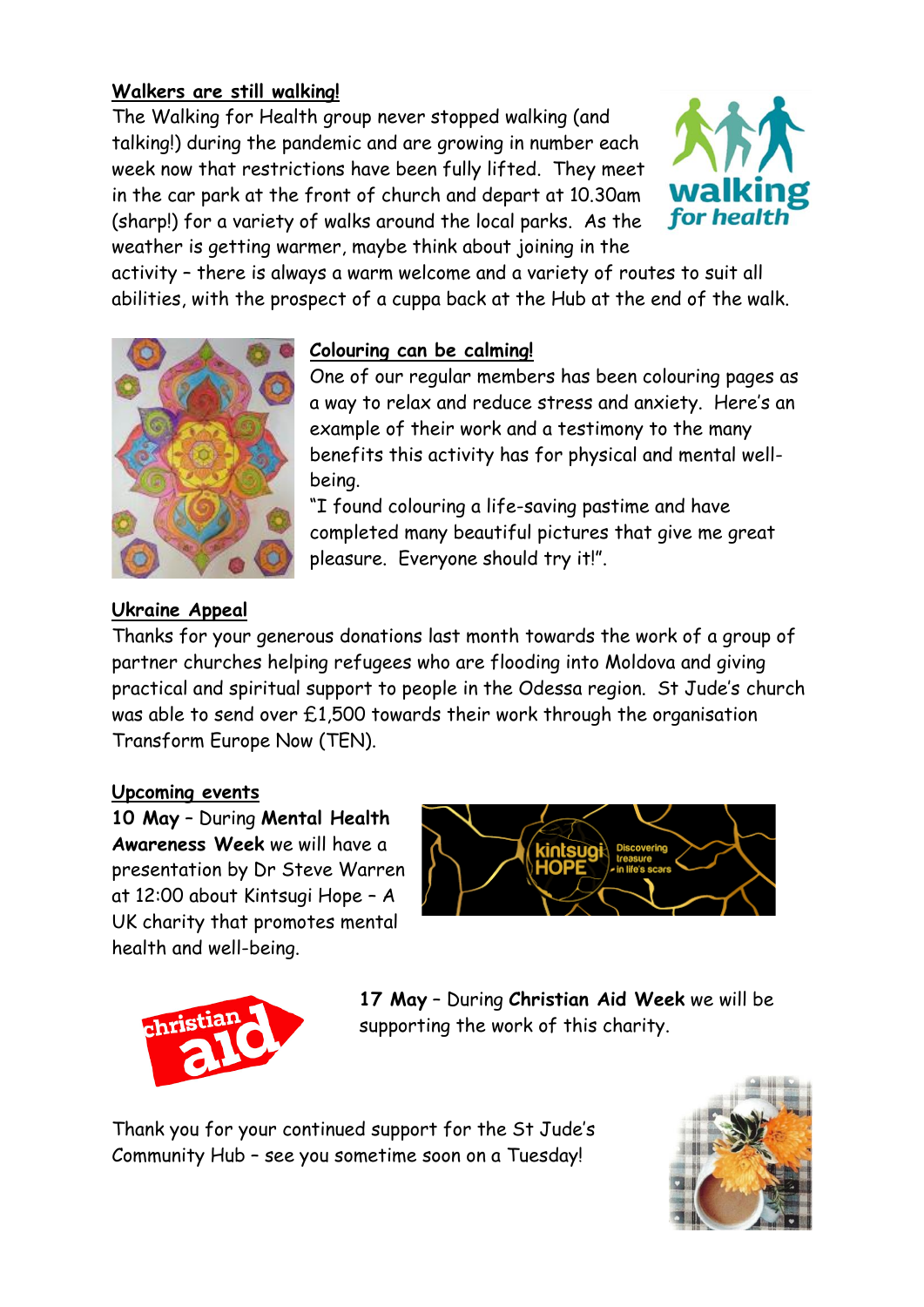## Walkers are still walking!

The Walking for Health group never stopped walking (and talking!) during the pandemic and are growing in number each week now that restrictions have been fully lifted. They meet in the car park at the front of church and depart at 10.30am (sharp!) for a variety of walks around the local parks. As the weather is getting warmer, maybe think about joining in the activity – there is always a warm welcome and a variety of routes to suit all abilities, with the prospect of a cuppa back at the Hub at the end of the walk.

## Colouring can be calming!

One of our regular members has been colouring pages as a way to relax and reduce stress and anxiety. Here's an example of their work and a testimony to the many benefits this activity has for physical and mental well-being.

"I found colouring a life-saving pastime and have completed many beautiful pictures that give me great pleasure. Everyone should try it!".

## Ukraine Appeal

Thanks for your generous donations last month towards the work of a group of partner churches helping refugees who are flooding into Moldova and giving practical and spiritual support to people in the Odessa region. St Jude's church was able to send over £1,500 towards their work through the organisation Transform Europe Now (TEN).

## Upcoming events

**10 May** – During **Mental Health Awareness Week** we will have a presentation by Dr Steve Warren at 12:00 about Kintsugi Hope – A UK charity that promotes mental health and well-being.

**17 May** – During **Christian Aid Week** we will be supporting the work of this charity.

Thank you for your continued support for the St Jude's Community Hub – see you sometime soon on a Tuesday!